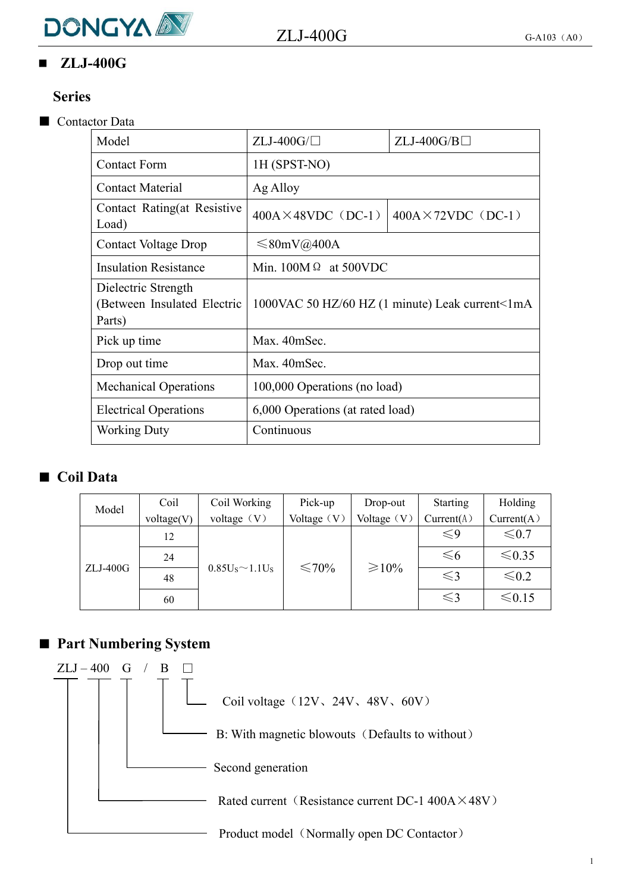## ■ ZLJ-400G

### Series

■ Contactor Data

| Model | ZLJ-400G/□ | ZLJ-400G/B□ |
|---|---|---|
| Contact Form | 1H (SPST-NO) | |
| Contact Material | Ag Alloy | |
| Contact Rating(at Resistive Load) | 400A×48VDC（DC-1） | 400A×72VDC（DC-1） |
| Contact Voltage Drop | ≤80mV@400A | |
| Insulation Resistance | Min. 100MΩ at 500VDC | |
| Dielectric Strength (Between Insulated Electric Parts) | 1000VAC 50 HZ/60 HZ (1 minute) Leak current<1mA | |
| Pick up time | Max. 40mSec. | |
| Drop out time | Max. 40mSec. | |
| Mechanical Operations | 100,000 Operations (no load) | |
| Electrical Operations | 6,000 Operations (at rated load) | |
| Working Duty | Continuous | |

## ■ Coil Data

| Model | Coil voltage(V) | Coil Working voltage（V） | Pick-up Voltage（V） | Drop-out Voltage（V） | Starting Current(A） | Holding Current(A） |
|---|---|---|---|---|---|---|
| ZLJ-400G | 12 | 0.85Us～1.1Us | ≤70% | ≥10% | ≤9 | ≤0.7 |
| | 24 | | | | ≤6 | ≤0.35 |
| | 48 | | | | ≤3 | ≤0.2 |
| | 60 | | | | ≤3 | ≤0.15 |

## ■ Part Numbering System

ZLJ – 400 G / B □

- □: Coil voltage（12V、24V、48V、60V）
- B: With magnetic blowouts（Defaults to without）
- G: Second generation
- 400: Rated current（Resistance current DC-1 400A×48V）
- ZLJ: Product model（Normally open DC Contactor）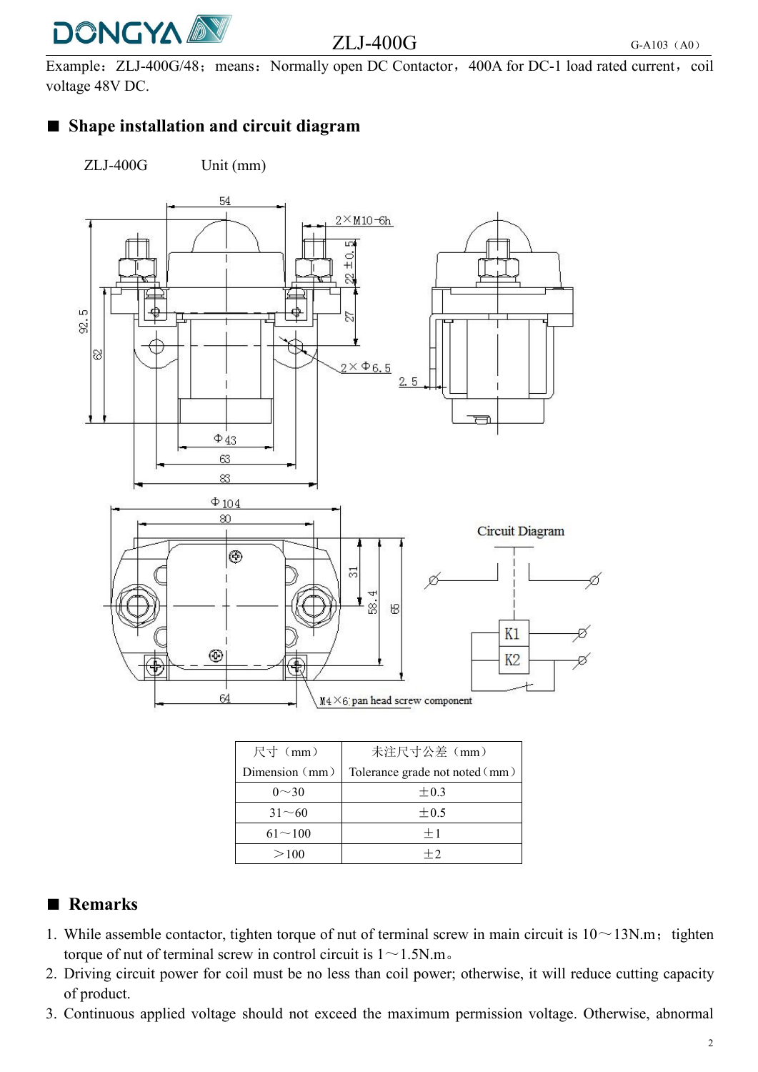Example：ZLJ-400G/48；means：Normally open DC Contactor，400A for DC-1 load rated current，coil voltage 48V DC.

## ■ Shape installation and circuit diagram

ZLJ-400G Unit (mm)

| 尺寸（mm）<br>Dimension（mm） | 未注尺寸公差（mm）<br>Tolerance grade not noted（mm） |
|---|---|
| 0～30 | ±0.3 |
| 31～60 | ±0.5 |
| 61～100 | ±1 |
| ＞100 | ±2 |

## ■ Remarks

1. While assemble contactor, tighten torque of nut of terminal screw in main circuit is 10～13N.m；tighten torque of nut of terminal screw in control circuit is 1～1.5N.m。
2. Driving circuit power for coil must be no less than coil power; otherwise, it will reduce cutting capacity of product.
3. Continuous applied voltage should not exceed the maximum permission voltage. Otherwise, abnormal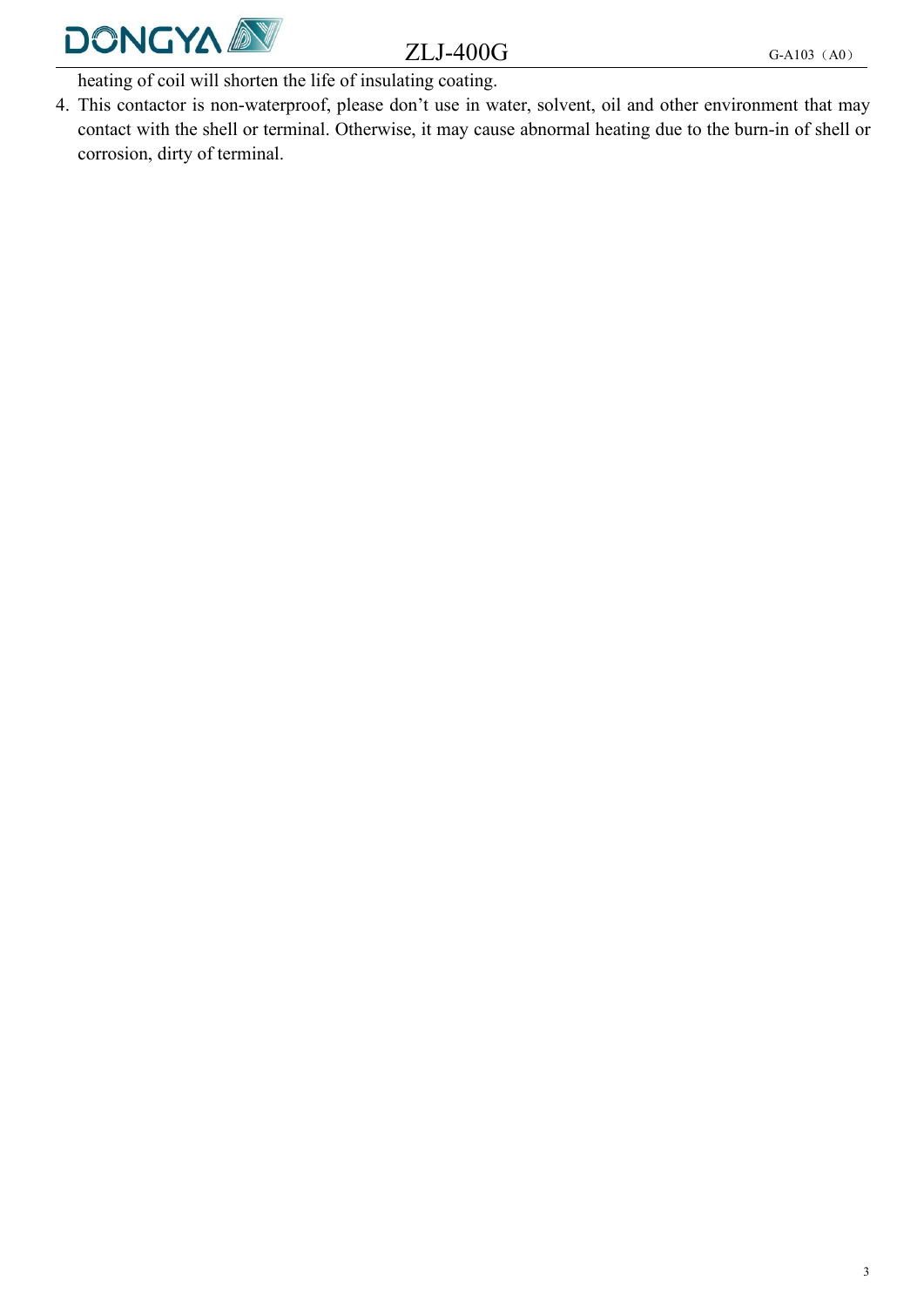heating of coil will shorten the life of insulating coating.

4. This contactor is non-waterproof, please don't use in water, solvent, oil and other environment that may contact with the shell or terminal. Otherwise, it may cause abnormal heating due to the burn-in of shell or corrosion, dirty of terminal.